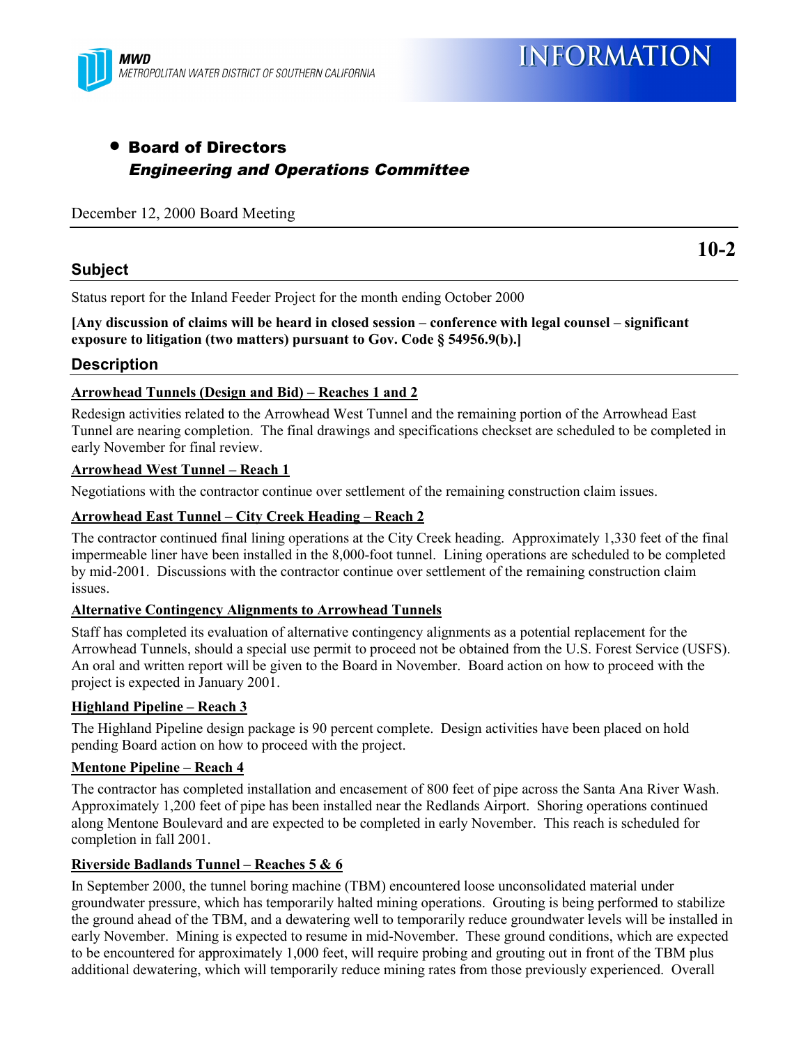MWD
METROPOLITAN WATER DISTRICT OF SOUTHERN CALIFORNIA

# INFORMATION

- **Board of Directors**
  ***Engineering and Operations Committee***

December 12, 2000 Board Meeting

**10-2**

## Subject

Status report for the Inland Feeder Project for the month ending October 2000

**[Any discussion of claims will be heard in closed session – conference with legal counsel – significant exposure to litigation (two matters) pursuant to Gov. Code § 54956.9(b).]**

## Description

**Arrowhead Tunnels (Design and Bid) – Reaches 1 and 2**

Redesign activities related to the Arrowhead West Tunnel and the remaining portion of the Arrowhead East Tunnel are nearing completion. The final drawings and specifications checkset are scheduled to be completed in early November for final review.

**Arrowhead West Tunnel – Reach 1**

Negotiations with the contractor continue over settlement of the remaining construction claim issues.

**Arrowhead East Tunnel – City Creek Heading – Reach 2**

The contractor continued final lining operations at the City Creek heading. Approximately 1,330 feet of the final impermeable liner have been installed in the 8,000-foot tunnel. Lining operations are scheduled to be completed by mid-2001. Discussions with the contractor continue over settlement of the remaining construction claim issues.

**Alternative Contingency Alignments to Arrowhead Tunnels**

Staff has completed its evaluation of alternative contingency alignments as a potential replacement for the Arrowhead Tunnels, should a special use permit to proceed not be obtained from the U.S. Forest Service (USFS). An oral and written report will be given to the Board in November. Board action on how to proceed with the project is expected in January 2001.

**Highland Pipeline – Reach 3**

The Highland Pipeline design package is 90 percent complete. Design activities have been placed on hold pending Board action on how to proceed with the project.

**Mentone Pipeline – Reach 4**

The contractor has completed installation and encasement of 800 feet of pipe across the Santa Ana River Wash. Approximately 1,200 feet of pipe has been installed near the Redlands Airport. Shoring operations continued along Mentone Boulevard and are expected to be completed in early November. This reach is scheduled for completion in fall 2001.

**Riverside Badlands Tunnel – Reaches 5 & 6**

In September 2000, the tunnel boring machine (TBM) encountered loose unconsolidated material under groundwater pressure, which has temporarily halted mining operations. Grouting is being performed to stabilize the ground ahead of the TBM, and a dewatering well to temporarily reduce groundwater levels will be installed in early November. Mining is expected to resume in mid-November. These ground conditions, which are expected to be encountered for approximately 1,000 feet, will require probing and grouting out in front of the TBM plus additional dewatering, which will temporarily reduce mining rates from those previously experienced. Overall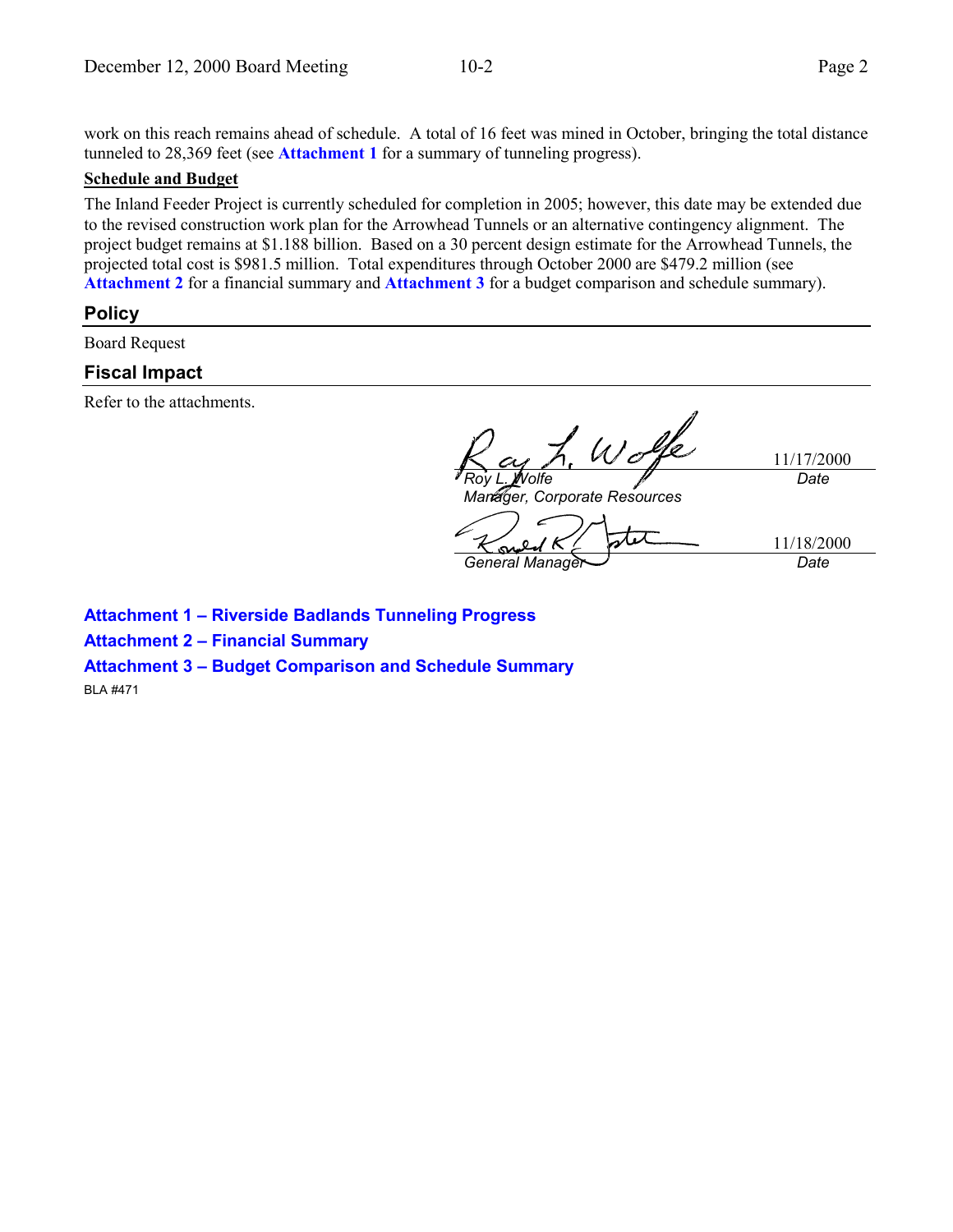work on this reach remains ahead of schedule. A total of 16 feet was mined in October, bringing the total distance tunneled to 28,369 feet (see **Attachment 1** for a summary of tunneling progress).

**Schedule and Budget**

The Inland Feeder Project is currently scheduled for completion in 2005; however, this date may be extended due to the revised construction work plan for the Arrowhead Tunnels or an alternative contingency alignment. The project budget remains at $1.188 billion. Based on a 30 percent design estimate for the Arrowhead Tunnels, the projected total cost is $981.5 million. Total expenditures through October 2000 are $479.2 million (see **Attachment 2** for a financial summary and **Attachment 3** for a budget comparison and schedule summary).

## Policy

Board Request

## Fiscal Impact

Refer to the attachments.

| | |
|---|---|
| Roy L. Wolfe<br>*Manager, Corporate Resources* | 11/17/2000<br>*Date* |
| *General Manager* | 11/18/2000<br>*Date* |

**Attachment 1 – Riverside Badlands Tunneling Progress**

**Attachment 2 – Financial Summary**

**Attachment 3 – Budget Comparison and Schedule Summary**

BLA #471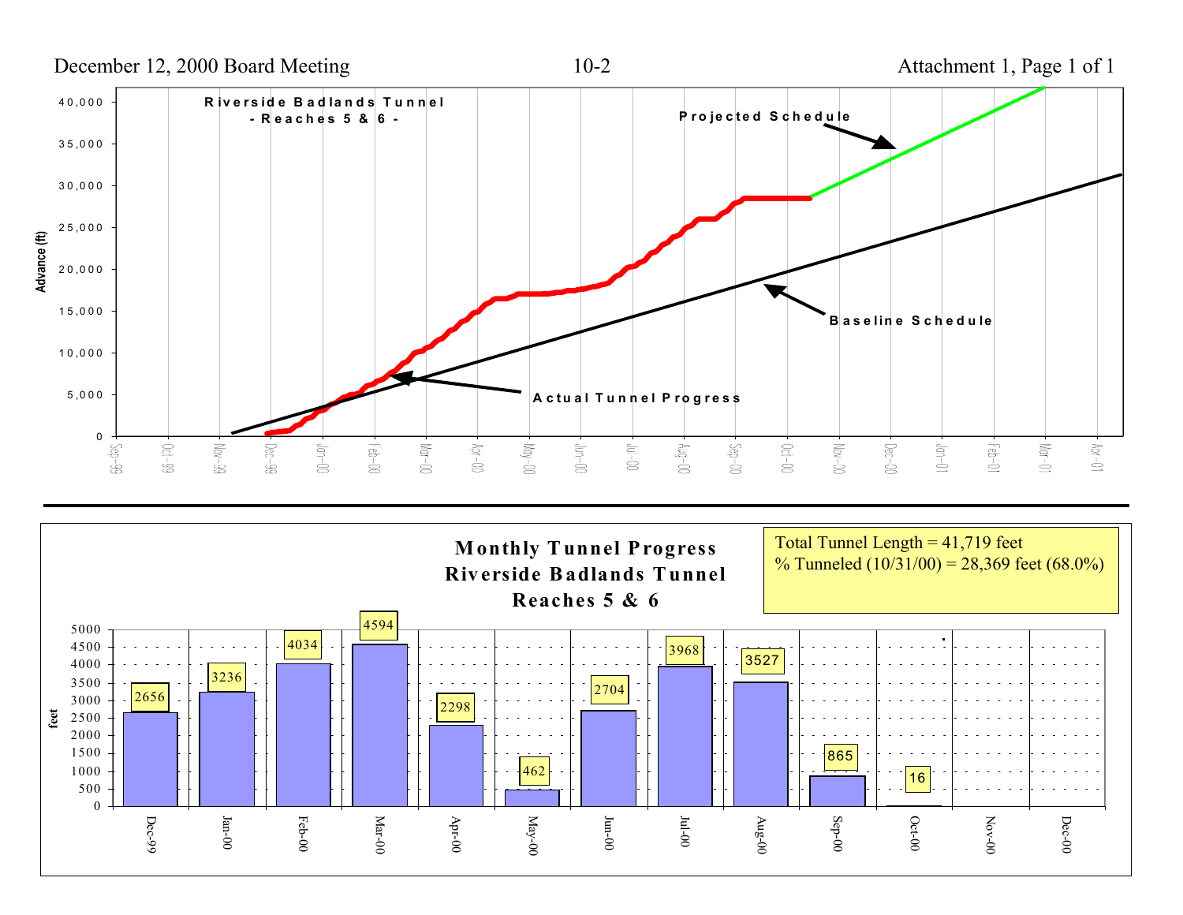## Riverside Badlands Tunnel
### - Reaches 5 & 6 -

Projected Schedule

Baseline Schedule

Actual Tunnel Progress

Advance (ft)

## Monthly Tunnel Progress Riverside Badlands Tunnel Reaches 5 & 6

Total Tunnel Length = 41,719 feet
% Tunneled (10/31/00) = 28,369 feet (68.0%)

| Month | feet |
|---|---|
| Dec-99 | 2656 |
| Jan-00 | 3236 |
| Feb-00 | 4034 |
| Mar-00 | 4594 |
| Apr-00 | 2298 |
| May-00 | 462 |
| Jun-00 | 2704 |
| Jul-00 | 3968 |
| Aug-00 | 3527 |
| Sep-00 | 865 |
| Oct-00 | 16 |
| Nov-00 | |
| Dec-00 | |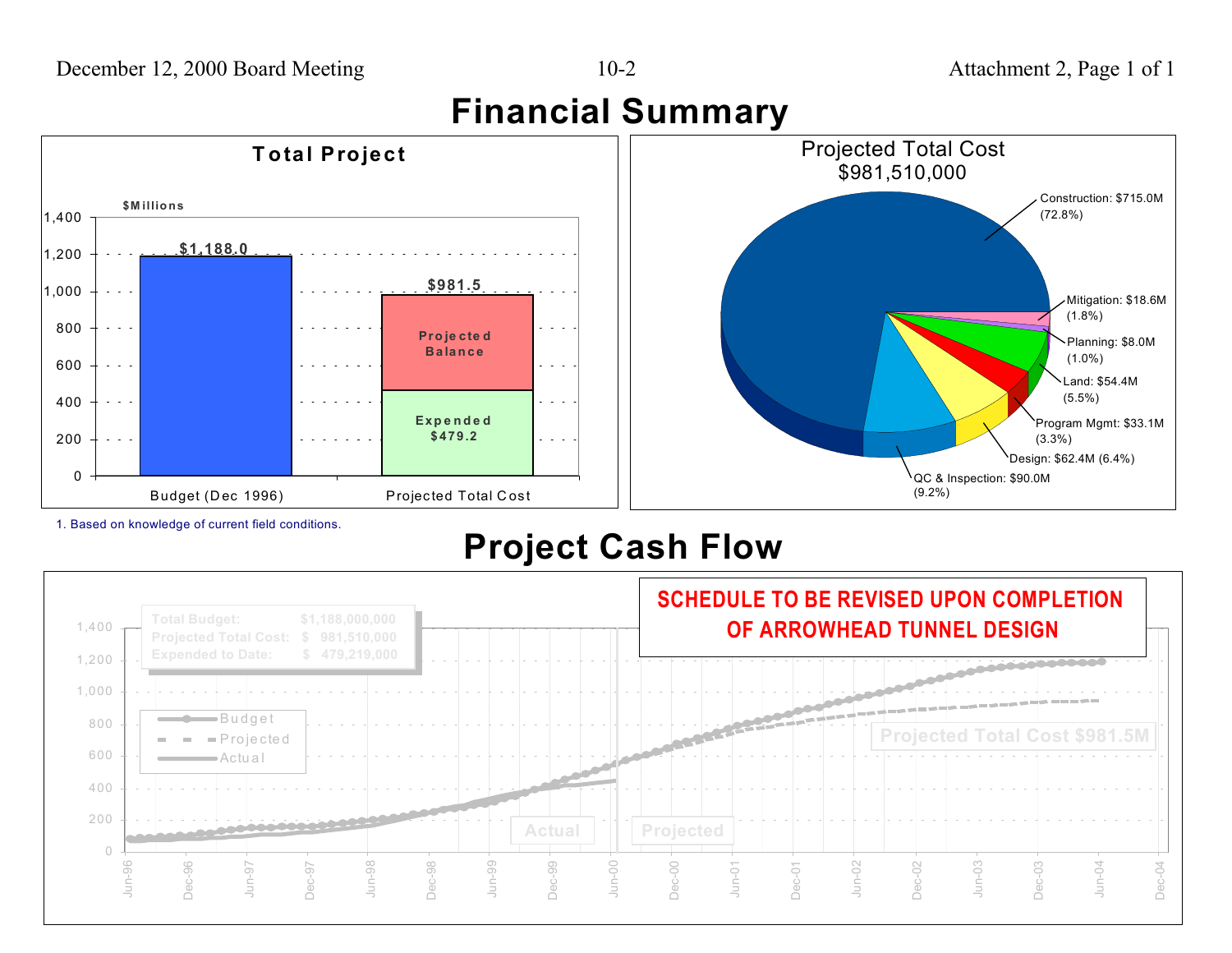# Financial Summary

## Total Project

$Millions

| | Budget (Dec 1996) | Projected Total Cost |
|---|---|---|
| Total | $1,188.0 | $981.5 |
| Projected Balance | | |
| Expended | | $479.2 |

## Projected Total Cost $981,510,000

| Category | Amount | Percent |
|---|---|---|
| Construction | $715.0M | (72.8%) |
| Mitigation | $18.6M | (1.8%) |
| Planning | $8.0M | (1.0%) |
| Land | $54.4M | (5.5%) |
| Program Mgmt | $33.1M | (3.3%) |
| Design | $62.4M | (6.4%) |
| QC & Inspection | $90.0M | (9.2%) |

1. Based on knowledge of current field conditions.

# Project Cash Flow

**SCHEDULE TO BE REVISED UPON COMPLETION OF ARROWHEAD TUNNEL DESIGN**

| | |
|---|---|
| Total Budget: | $1,188,000,000 |
| Projected Total Cost: | $ 981,510,000 |
| Expended to Date: | $ 479,219,000 |

Legend: Budget, Projected, Actual

Actual | Projected

Projected Total Cost $981.5M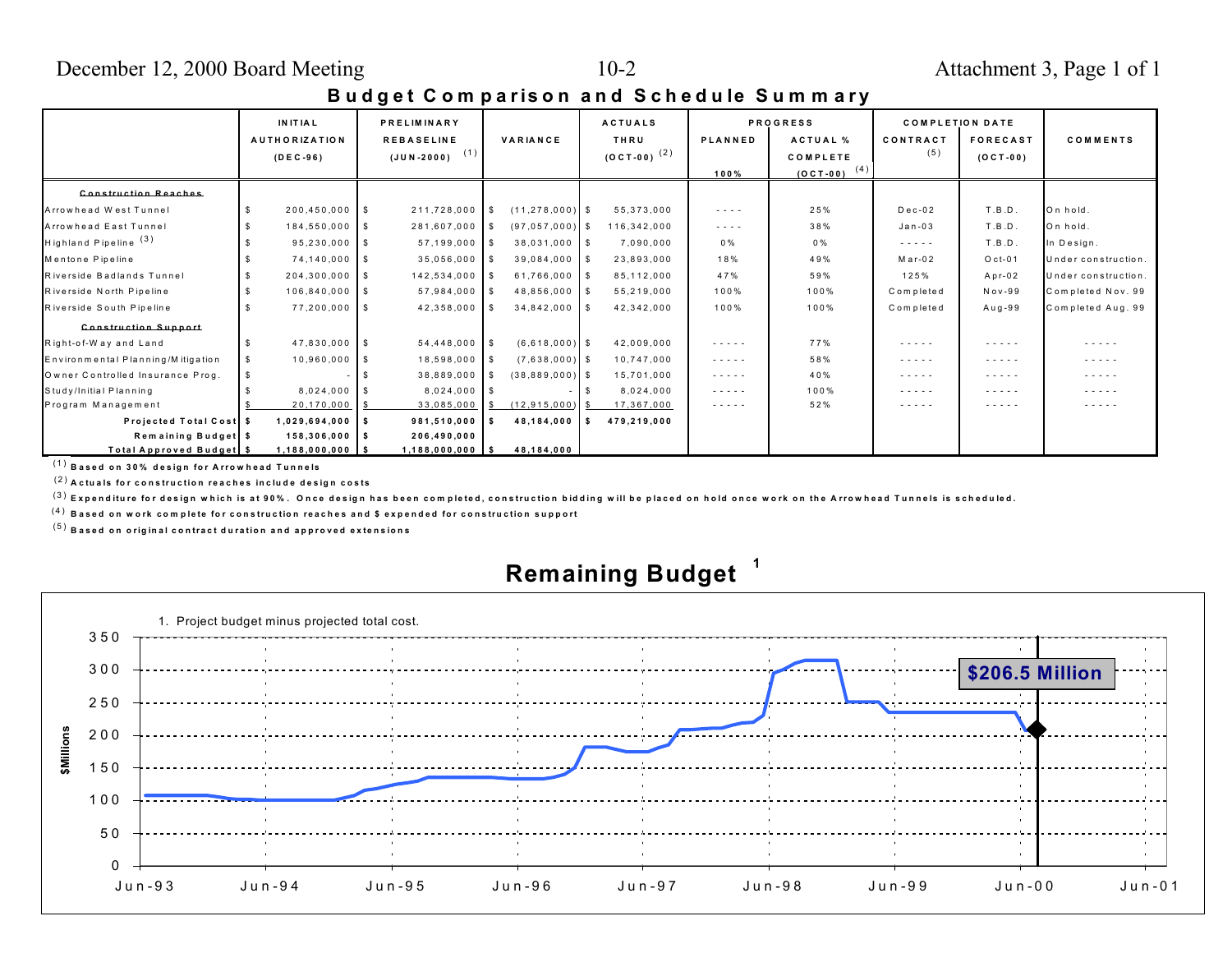## Budget Comparison and Schedule Summary

| | INITIAL AUTHORIZATION (DEC-96) | PRELIMINARY REBASELINE (JUN-2000) (1) | VARIANCE | ACTUALS THRU (OCT-00) (2) | PROGRESS PLANNED 100% | PROGRESS ACTUAL % COMPLETE (OCT-00) (4) | COMPLETION DATE CONTRACT (5) | COMPLETION DATE FORECAST (OCT-00) | COMMENTS |
|---|---|---|---|---|---|---|---|---|---|
| **Construction Reaches** | | | | | | | | | |
| Arrowhead West Tunnel | $ 200,450,000 | $ 211,728,000 | $ (11,278,000) | $ 55,373,000 | ---- | 25% | Dec-02 | T.B.D. | On hold. |
| Arrowhead East Tunnel | $ 184,550,000 | $ 281,607,000 | $ (97,057,000) | $ 116,342,000 | ---- | 38% | Jan-03 | T.B.D. | On hold. |
| Highland Pipeline (3) | $ 95,230,000 | $ 57,199,000 | $ 38,031,000 | $ 7,090,000 | 0% | 0% | ----- | T.B.D. | In Design. |
| Mentone Pipeline | $ 74,140,000 | $ 35,056,000 | $ 39,084,000 | $ 23,893,000 | 18% | 49% | Mar-02 | Oct-01 | Under construction. |
| Riverside Badlands Tunnel | $ 204,300,000 | $ 142,534,000 | $ 61,766,000 | $ 85,112,000 | 47% | 59% | 125% | Apr-02 | Under construction. |
| Riverside North Pipeline | $ 106,840,000 | $ 57,984,000 | $ 48,856,000 | $ 55,219,000 | 100% | 100% | Completed | Nov-99 | Completed Nov. 99 |
| Riverside South Pipeline | $ 77,200,000 | $ 42,358,000 | $ 34,842,000 | $ 42,342,000 | 100% | 100% | Completed | Aug-99 | Completed Aug. 99 |
| **Construction Support** | | | | | | | | | |
| Right-of-Way and Land | $ 47,830,000 | $ 54,448,000 | $ (6,618,000) | $ 42,009,000 | ----- | 77% | ----- | ----- | ----- |
| Environmental Planning/Mitigation | $ 10,960,000 | $ 18,598,000 | $ (7,638,000) | $ 10,747,000 | ----- | 58% | ----- | ----- | ----- |
| Owner Controlled Insurance Prog. | $ - | $ 38,889,000 | $ (38,889,000) | $ 15,701,000 | ----- | 40% | ----- | ----- | ----- |
| Study/Initial Planning | $ 8,024,000 | $ 8,024,000 | $ - | $ 8,024,000 | ----- | 100% | ----- | ----- | ----- |
| Program Management | $ 20,170,000 | $ 33,085,000 | $ (12,915,000) | $ 17,367,000 | ----- | 52% | ----- | ----- | ----- |
| **Projected Total Cost** | **$ 1,029,694,000** | **$ 981,510,000** | **$ 48,184,000** | **$ 479,219,000** | | | | | |
| **Remaining Budget** | **$ 158,306,000** | **$ 206,490,000** | | | | | | | |
| **Total Approved Budget** | **$ 1,188,000,000** | **$ 1,188,000,000** | **$ 48,184,000** | | | | | | |

(1) Based on 30% design for Arrowhead Tunnels

(2) Actuals for construction reaches include design costs

(3) Expenditure for design which is at 90%. Once design has been completed, construction bidding will be placed on hold once work on the Arrowhead Tunnels is scheduled.

(4) Based on work complete for construction reaches and $ expended for construction support

(5) Based on original contract duration and approved extensions

## Remaining Budget [1]

1. Project budget minus projected total cost.

$206.5 Million

$Millions

0
50
100
150
200
250
300
350

Jun-93
Jun-94
Jun-95
Jun-96
Jun-97
Jun-98
Jun-99
Jun-00
Jun-01